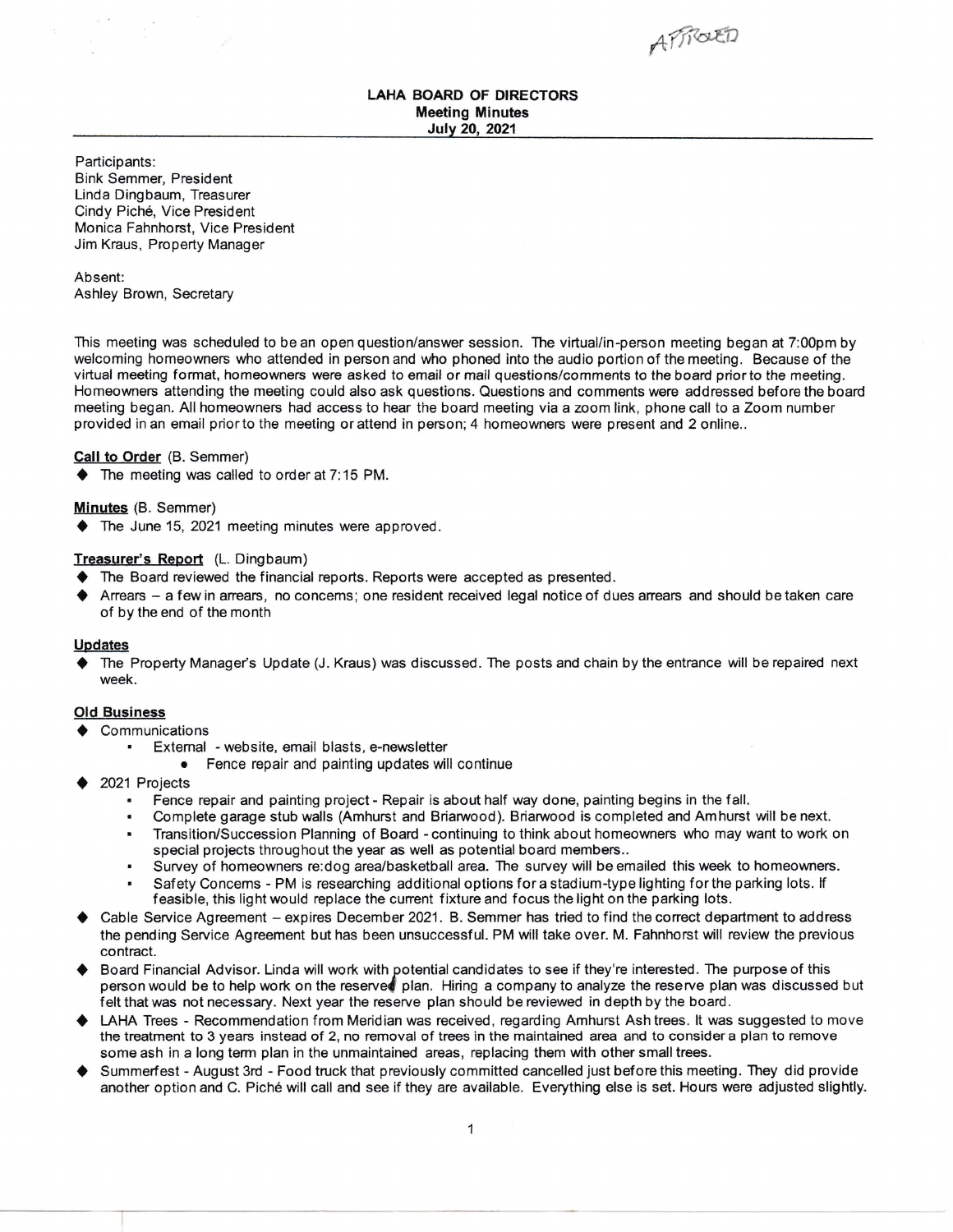APPROVED

**LAHA BOARD OF DIRECTORS**
**Meeting Minutes**
**July 20, 2021**

Participants:
Bink Semmer, President
Linda Dingbaum, Treasurer
Cindy Piché, Vice President
Monica Fahnhorst, Vice President
Jim Kraus, Property Manager

Absent:
Ashley Brown, Secretary

This meeting was scheduled to be an open question/answer session. The virtual/in-person meeting began at 7:00pm by welcoming homeowners who attended in person and who phoned into the audio portion of the meeting. Because of the virtual meeting format, homeowners were asked to email or mail questions/comments to the board prior to the meeting. Homeowners attending the meeting could also ask questions. Questions and comments were addressed before the board meeting began. All homeowners had access to hear the board meeting via a zoom link, phone call to a Zoom number provided in an email prior to the meeting or attend in person; 4 homeowners were present and 2 online..

**Call to Order** (B. Semmer)

- The meeting was called to order at 7:15 PM.

**Minutes** (B. Semmer)

- The June 15, 2021 meeting minutes were approved.

**Treasurer's Report** (L. Dingbaum)

- The Board reviewed the financial reports. Reports were accepted as presented.
- Arrears – a few in arrears, no concerns; one resident received legal notice of dues arrears and should be taken care of by the end of the month

**Updates**

- The Property Manager's Update (J. Kraus) was discussed. The posts and chain by the entrance will be repaired next week.

**Old Business**

- Communications
  - External - website, email blasts, e-newsletter
    - Fence repair and painting updates will continue
- 2021 Projects
  - Fence repair and painting project - Repair is about half way done, painting begins in the fall.
  - Complete garage stub walls (Amhurst and Briarwood). Briarwood is completed and Amhurst will be next.
  - Transition/Succession Planning of Board - continuing to think about homeowners who may want to work on special projects throughout the year as well as potential board members..
  - Survey of homeowners re:dog area/basketball area. The survey will be emailed this week to homeowners.
  - Safety Concerns - PM is researching additional options for a stadium-type lighting for the parking lots. If feasible, this light would replace the current fixture and focus the light on the parking lots.
- Cable Service Agreement – expires December 2021. B. Semmer has tried to find the correct department to address the pending Service Agreement but has been unsuccessful. PM will take over. M. Fahnhorst will review the previous contract.
- Board Financial Advisor. Linda will work with potential candidates to see if they're interested. The purpose of this person would be to help work on the reserved plan. Hiring a company to analyze the reserve plan was discussed but felt that was not necessary. Next year the reserve plan should be reviewed in depth by the board.
- LAHA Trees - Recommendation from Meridian was received, regarding Amhurst Ash trees. It was suggested to move the treatment to 3 years instead of 2, no removal of trees in the maintained area and to consider a plan to remove some ash in a long term plan in the unmaintained areas, replacing them with other small trees.
- Summerfest - August 3rd - Food truck that previously committed cancelled just before this meeting. They did provide another option and C. Piché will call and see if they are available. Everything else is set. Hours were adjusted slightly.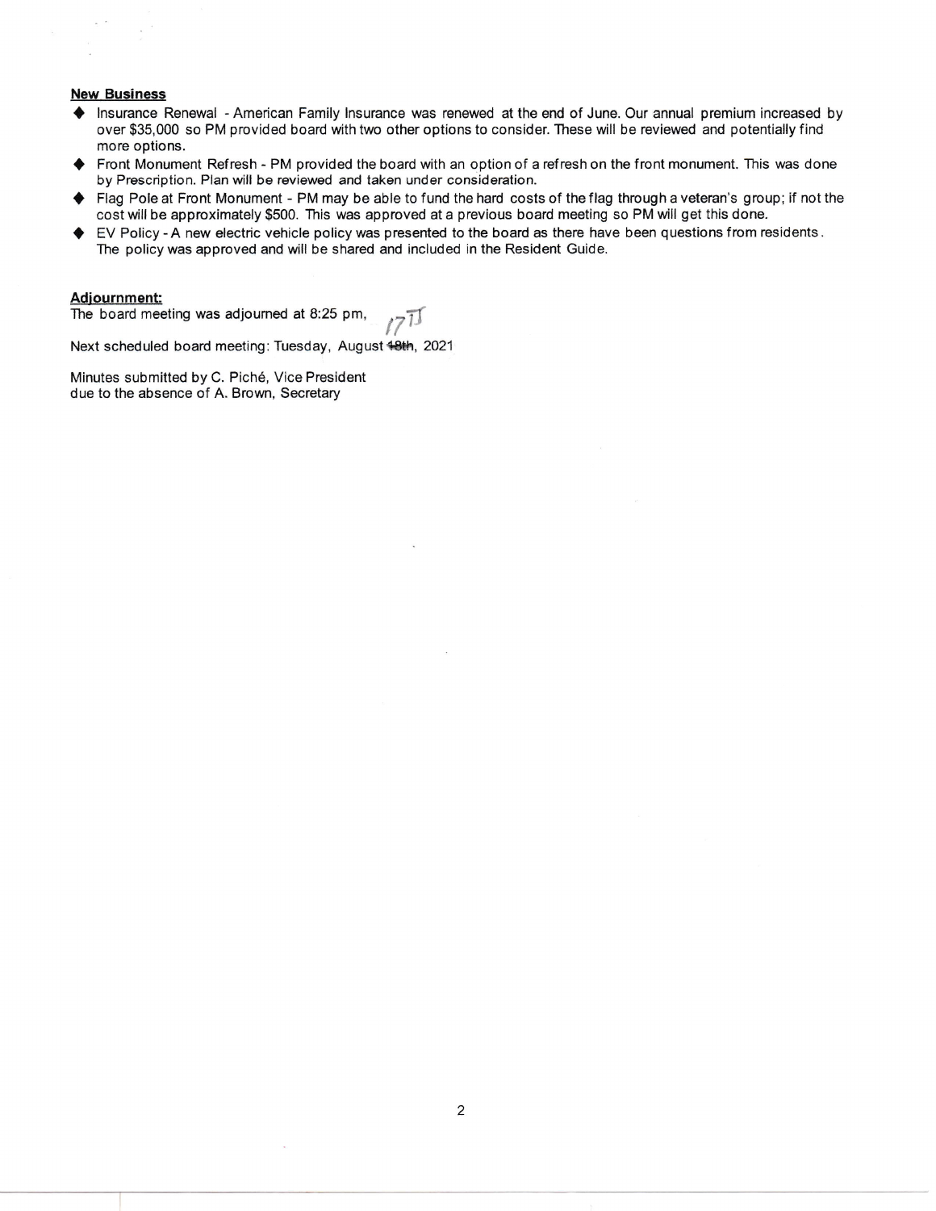**New Business**

- Insurance Renewal - American Family Insurance was renewed at the end of June. Our annual premium increased by over $35,000 so PM provided board with two other options to consider. These will be reviewed and potentially find more options.
- Front Monument Refresh - PM provided the board with an option of a refresh on the front monument. This was done by Prescription. Plan will be reviewed and taken under consideration.
- Flag Pole at Front Monument - PM may be able to fund the hard costs of the flag through a veteran's group; if not the cost will be approximately $500. This was approved at a previous board meeting so PM will get this done.
- EV Policy - A new electric vehicle policy was presented to the board as there have been questions from residents. The policy was approved and will be shared and included in the Resident Guide.

**Adjournment:**

The board meeting was adjourned at 8:25 pm,

Next scheduled board meeting: Tuesday, August ~~18th~~ 17th, 2021

Minutes submitted by C. Piché, Vice President
due to the absence of A. Brown, Secretary